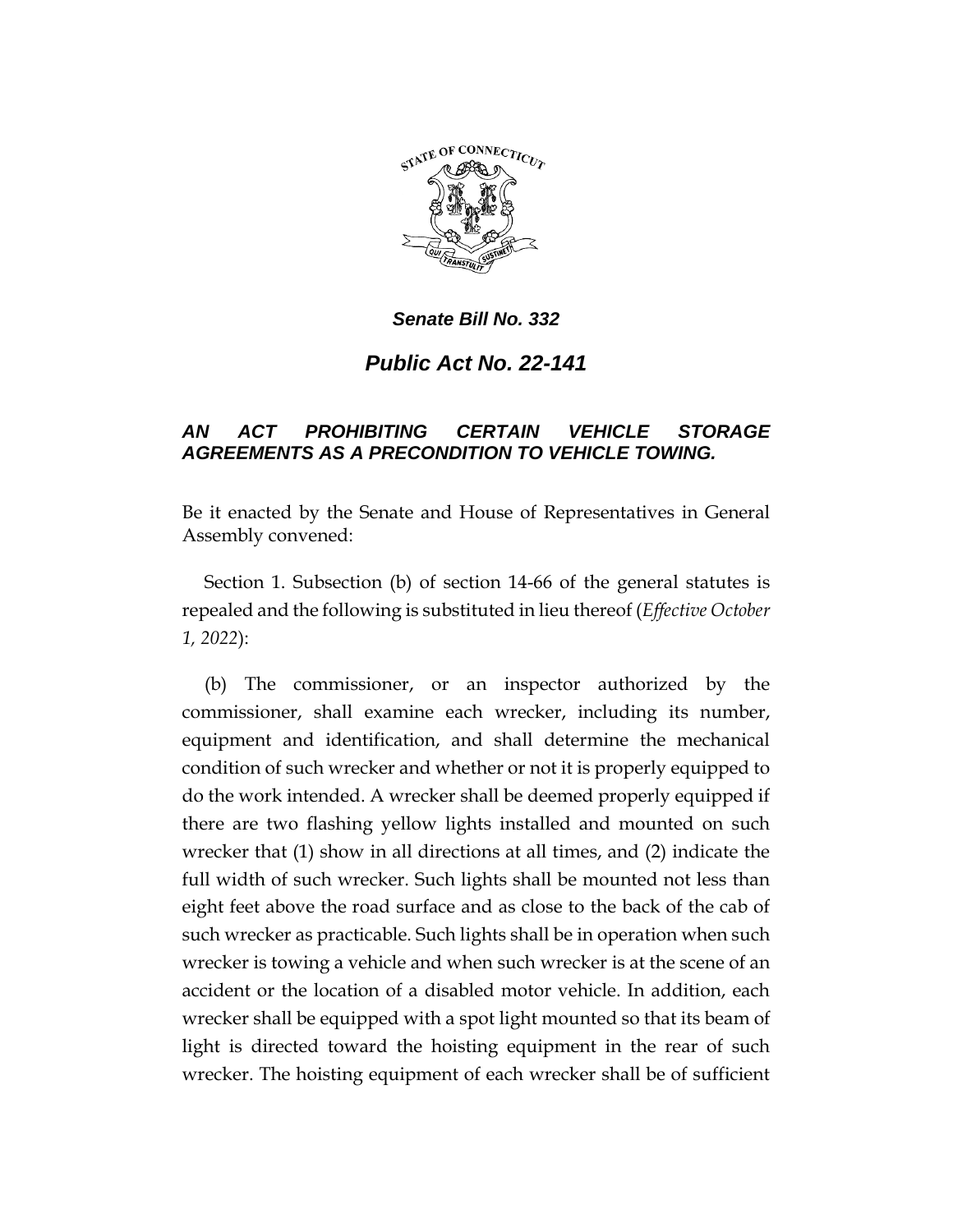***Senate Bill No. 332***

# ***Public Act No. 22-141***

## ***AN ACT PROHIBITING CERTAIN VEHICLE STORAGE AGREEMENTS AS A PRECONDITION TO VEHICLE TOWING.***

Be it enacted by the Senate and House of Representatives in General Assembly convened:

Section 1. Subsection (b) of section 14-66 of the general statutes is repealed and the following is substituted in lieu thereof (*Effective October 1, 2022*):

(b) The commissioner, or an inspector authorized by the commissioner, shall examine each wrecker, including its number, equipment and identification, and shall determine the mechanical condition of such wrecker and whether or not it is properly equipped to do the work intended. A wrecker shall be deemed properly equipped if there are two flashing yellow lights installed and mounted on such wrecker that (1) show in all directions at all times, and (2) indicate the full width of such wrecker. Such lights shall be mounted not less than eight feet above the road surface and as close to the back of the cab of such wrecker as practicable. Such lights shall be in operation when such wrecker is towing a vehicle and when such wrecker is at the scene of an accident or the location of a disabled motor vehicle. In addition, each wrecker shall be equipped with a spot light mounted so that its beam of light is directed toward the hoisting equipment in the rear of such wrecker. The hoisting equipment of each wrecker shall be of sufficient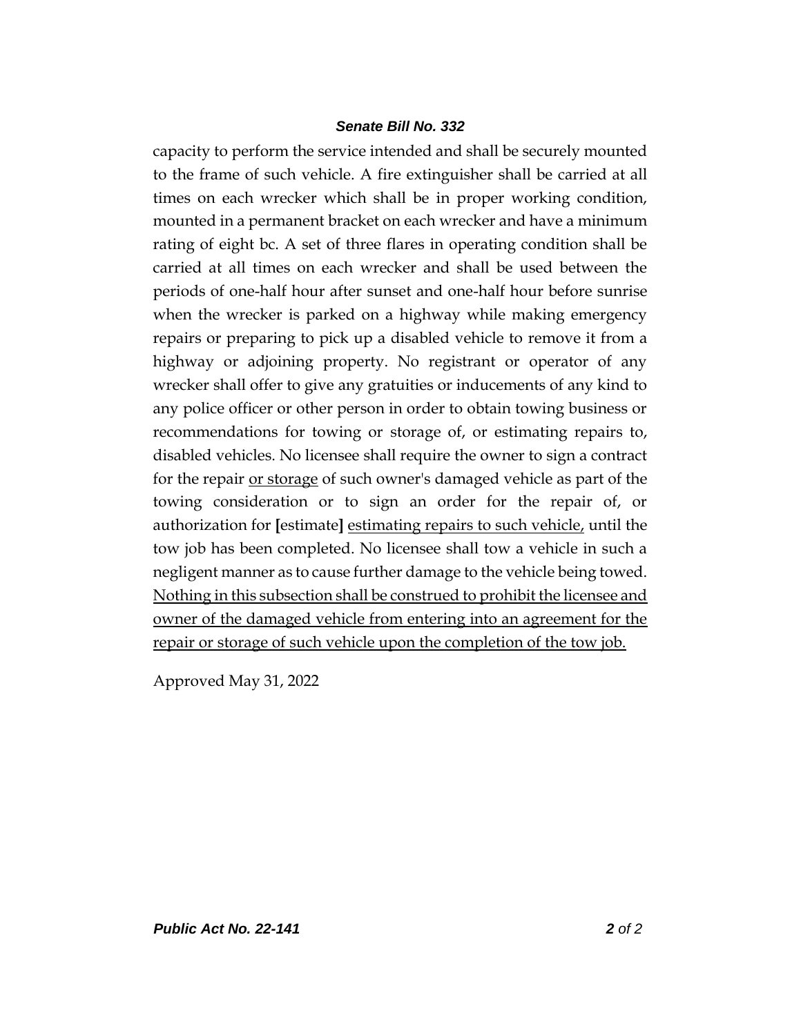capacity to perform the service intended and shall be securely mounted to the frame of such vehicle. A fire extinguisher shall be carried at all times on each wrecker which shall be in proper working condition, mounted in a permanent bracket on each wrecker and have a minimum rating of eight bc. A set of three flares in operating condition shall be carried at all times on each wrecker and shall be used between the periods of one-half hour after sunset and one-half hour before sunrise when the wrecker is parked on a highway while making emergency repairs or preparing to pick up a disabled vehicle to remove it from a highway or adjoining property. No registrant or operator of any wrecker shall offer to give any gratuities or inducements of any kind to any police officer or other person in order to obtain towing business or recommendations for towing or storage of, or estimating repairs to, disabled vehicles. No licensee shall require the owner to sign a contract for the repair <u>or storage</u> of such owner's damaged vehicle as part of the towing consideration or to sign an order for the repair of, or authorization for **[**estimate**]** <u>estimating repairs to such vehicle,</u> until the tow job has been completed. No licensee shall tow a vehicle in such a negligent manner as to cause further damage to the vehicle being towed. <u>Nothing in this subsection shall be construed to prohibit the licensee and owner of the damaged vehicle from entering into an agreement for the repair or storage of such vehicle upon the completion of the tow job.</u>

Approved May 31, 2022